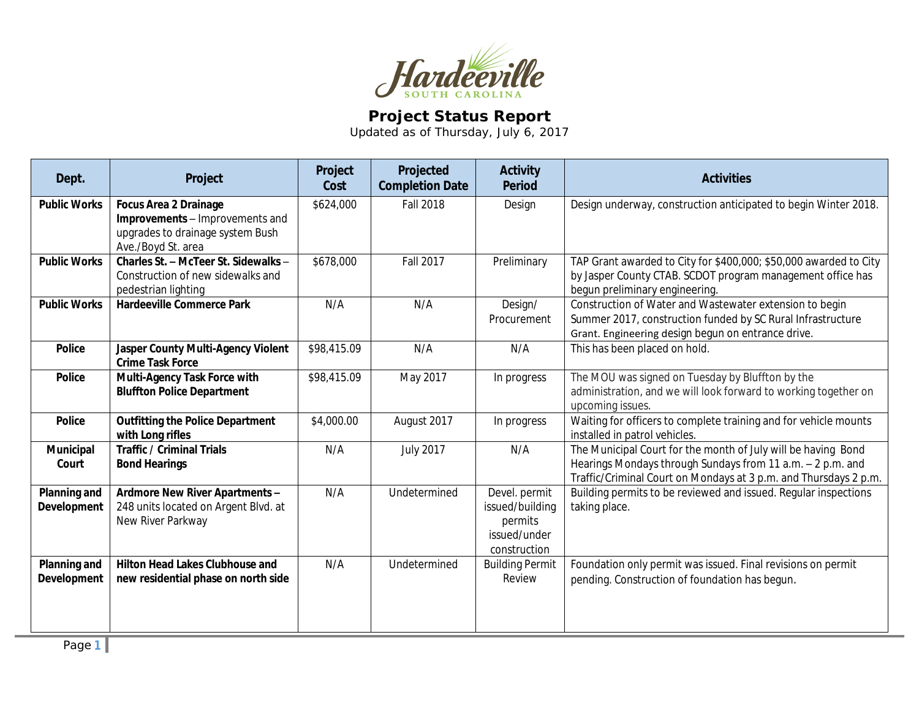Hardeeville
SOUTH CAROLINA

# Project Status Report

Updated as of Thursday, July 6, 2017

| Dept. | Project | Project Cost | Projected Completion Date | Activity Period | Activities |
|---|---|---|---|---|---|
| **Public Works** | **Focus Area 2 Drainage Improvements** – Improvements and upgrades to drainage system Bush Ave./Boyd St. area | $624,000 | Fall 2018 | Design | Design underway, construction anticipated to begin Winter 2018. |
| **Public Works** | **Charles St. – McTeer St. Sidewalks** – Construction of new sidewalks and pedestrian lighting | $678,000 | Fall 2017 | Preliminary | TAP Grant awarded to City for $400,000; $50,000 awarded to City by Jasper County CTAB. SCDOT program management office has begun preliminary engineering. |
| **Public Works** | **Hardeeville Commerce Park** | N/A | N/A | Design/ Procurement | Construction of Water and Wastewater extension to begin Summer 2017, construction funded by SC Rural Infrastructure Grant. Engineering design begun on entrance drive. |
| **Police** | **Jasper County Multi-Agency Violent Crime Task Force** | $98,415.09 | N/A | N/A | This has been placed on hold. |
| **Police** | **Multi-Agency Task Force with Bluffton Police Department** | $98,415.09 | May 2017 | In progress | The MOU was signed on Tuesday by Bluffton by the administration, and we will look forward to working together on upcoming issues. |
| **Police** | **Outfitting the Police Department with Long rifles** | $4,000.00 | August 2017 | In progress | Waiting for officers to complete training and for vehicle mounts installed in patrol vehicles. |
| **Municipal Court** | **Traffic / Criminal Trials Bond Hearings** | N/A | July 2017 | N/A | The Municipal Court for the month of July will be having Bond Hearings Mondays through Sundays from 11 a.m. – 2 p.m. and Traffic/Criminal Court on Mondays at 3 p.m. and Thursdays 2 p.m. |
| **Planning and Development** | **Ardmore New River Apartments** – 248 units located on Argent Blvd. at New River Parkway | N/A | Undetermined | Devel. permit issued/building permits issued/under construction | Building permits to be reviewed and issued. Regular inspections taking place. |
| **Planning and Development** | **Hilton Head Lakes Clubhouse and new residential phase on north side** | N/A | Undetermined | Building Permit Review | Foundation only permit was issued. Final revisions on permit pending. Construction of foundation has begun. |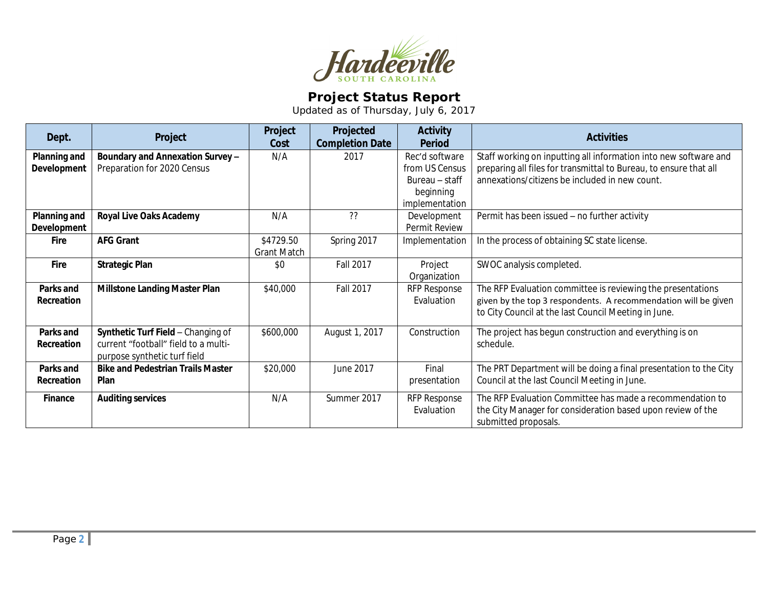# Project Status Report

Updated as of Thursday, July 6, 2017

| Dept. | Project | Project Cost | Projected Completion Date | Activity Period | Activities |
|---|---|---|---|---|---|
| **Planning and Development** | **Boundary and Annexation Survey –** Preparation for 2020 Census | N/A | 2017 | Rec'd software from US Census Bureau – staff beginning implementation | Staff working on inputting all information into new software and preparing all files for transmittal to Bureau, to ensure that all annexations/citizens be included in new count. |
| **Planning and Development** | **Royal Live Oaks Academy** | N/A | ?? | Development Permit Review | Permit has been issued – no further activity |
| **Fire** | **AFG Grant** | $4729.50 Grant Match | Spring 2017 | Implementation | In the process of obtaining SC state license. |
| **Fire** | **Strategic Plan** | $0 | Fall 2017 | Project Organization | SWOC analysis completed. |
| **Parks and Recreation** | **Millstone Landing Master Plan** | $40,000 | Fall 2017 | RFP Response Evaluation | The RFP Evaluation committee is reviewing the presentations given by the top 3 respondents. A recommendation will be given to City Council at the last Council Meeting in June. |
| **Parks and Recreation** | **Synthetic Turf Field** – Changing of current "football" field to a multi-purpose synthetic turf field | $600,000 | August 1, 2017 | Construction | The project has begun construction and everything is on schedule. |
| **Parks and Recreation** | **Bike and Pedestrian Trails Master Plan** | $20,000 | June 2017 | Final presentation | The PRT Department will be doing a final presentation to the City Council at the last Council Meeting in June. |
| **Finance** | **Auditing services** | N/A | Summer 2017 | RFP Response Evaluation | The RFP Evaluation Committee has made a recommendation to the City Manager for consideration based upon review of the submitted proposals. |